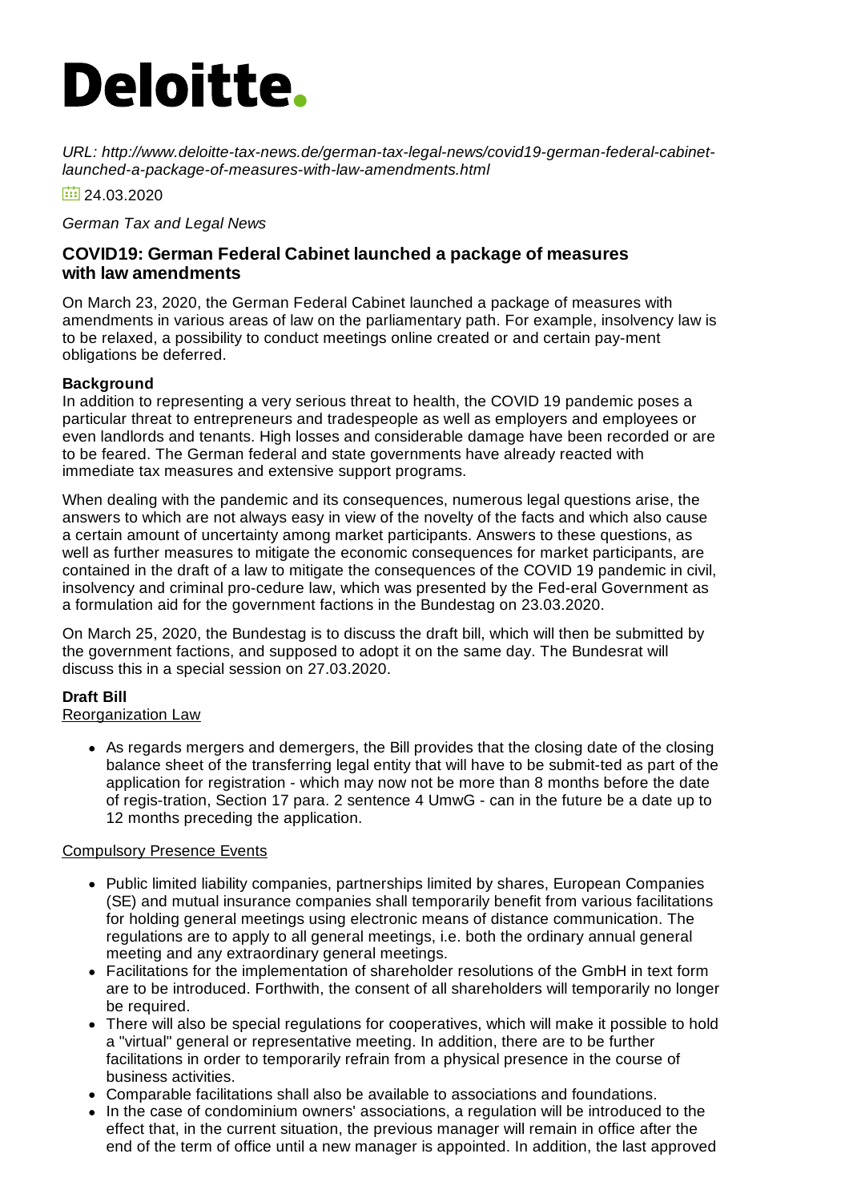# Deloitte.

*URL: http://www.deloitte-tax-news.de/german-tax-legal-news/covid19-german-federal-cabinet-launched-a-package-of-measures-with-law-amendments.html*

24.03.2020

*German Tax and Legal News*

## COVID19: German Federal Cabinet launched a package of measures with law amendments

On March 23, 2020, the German Federal Cabinet launched a package of measures with amendments in various areas of law on the parliamentary path. For example, insolvency law is to be relaxed, a possibility to conduct meetings online created or and certain pay-ment obligations be deferred.

**Background**

In addition to representing a very serious threat to health, the COVID 19 pandemic poses a particular threat to entrepreneurs and tradespeople as well as employers and employees or even landlords and tenants. High losses and considerable damage have been recorded or are to be feared. The German federal and state governments have already reacted with immediate tax measures and extensive support programs.

When dealing with the pandemic and its consequences, numerous legal questions arise, the answers to which are not always easy in view of the novelty of the facts and which also cause a certain amount of uncertainty among market participants. Answers to these questions, as well as further measures to mitigate the economic consequences for market participants, are contained in the draft of a law to mitigate the consequences of the COVID 19 pandemic in civil, insolvency and criminal pro-cedure law, which was presented by the Fed-eral Government as a formulation aid for the government factions in the Bundestag on 23.03.2020.

On March 25, 2020, the Bundestag is to discuss the draft bill, which will then be submitted by the government factions, and supposed to adopt it on the same day. The Bundesrat will discuss this in a special session on 27.03.2020.

**Draft Bill**

Reorganization Law

- As regards mergers and demergers, the Bill provides that the closing date of the closing balance sheet of the transferring legal entity that will have to be submit-ted as part of the application for registration - which may now not be more than 8 months before the date of regis-tration, Section 17 para. 2 sentence 4 UmwG - can in the future be a date up to 12 months preceding the application.

Compulsory Presence Events

- Public limited liability companies, partnerships limited by shares, European Companies (SE) and mutual insurance companies shall temporarily benefit from various facilitations for holding general meetings using electronic means of distance communication. The regulations are to apply to all general meetings, i.e. both the ordinary annual general meeting and any extraordinary general meetings.
- Facilitations for the implementation of shareholder resolutions of the GmbH in text form are to be introduced. Forthwith, the consent of all shareholders will temporarily no longer be required.
- There will also be special regulations for cooperatives, which will make it possible to hold a "virtual" general or representative meeting. In addition, there are to be further facilitations in order to temporarily refrain from a physical presence in the course of business activities.
- Comparable facilitations shall also be available to associations and foundations.
- In the case of condominium owners' associations, a regulation will be introduced to the effect that, in the current situation, the previous manager will remain in office after the end of the term of office until a new manager is appointed. In addition, the last approved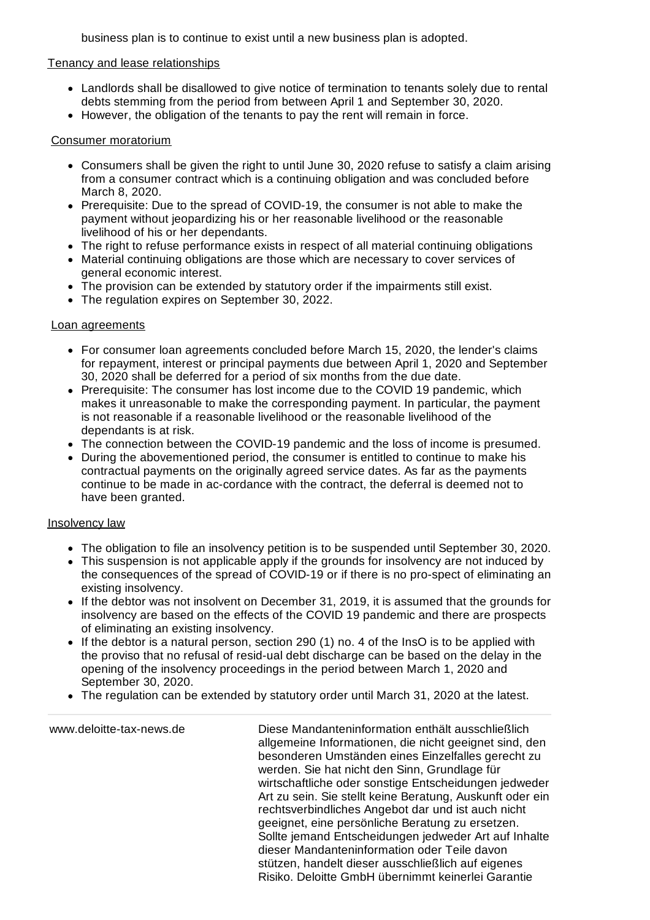business plan is to continue to exist until a new business plan is adopted.

Tenancy and lease relationships

- Landlords shall be disallowed to give notice of termination to tenants solely due to rental debts stemming from the period from between April 1 and September 30, 2020.
- However, the obligation of the tenants to pay the rent will remain in force.

Consumer moratorium

- Consumers shall be given the right to until June 30, 2020 refuse to satisfy a claim arising from a consumer contract which is a continuing obligation and was concluded before March 8, 2020.
- Prerequisite: Due to the spread of COVID-19, the consumer is not able to make the payment without jeopardizing his or her reasonable livelihood or the reasonable livelihood of his or her dependants.
- The right to refuse performance exists in respect of all material continuing obligations
- Material continuing obligations are those which are necessary to cover services of general economic interest.
- The provision can be extended by statutory order if the impairments still exist.
- The regulation expires on September 30, 2022.

Loan agreements

- For consumer loan agreements concluded before March 15, 2020, the lender's claims for repayment, interest or principal payments due between April 1, 2020 and September 30, 2020 shall be deferred for a period of six months from the due date.
- Prerequisite: The consumer has lost income due to the COVID 19 pandemic, which makes it unreasonable to make the corresponding payment. In particular, the payment is not reasonable if a reasonable livelihood or the reasonable livelihood of the dependants is at risk.
- The connection between the COVID-19 pandemic and the loss of income is presumed.
- During the abovementioned period, the consumer is entitled to continue to make his contractual payments on the originally agreed service dates. As far as the payments continue to be made in ac-cordance with the contract, the deferral is deemed not to have been granted.

Insolvency law

- The obligation to file an insolvency petition is to be suspended until September 30, 2020.
- This suspension is not applicable apply if the grounds for insolvency are not induced by the consequences of the spread of COVID-19 or if there is no pro-spect of eliminating an existing insolvency.
- If the debtor was not insolvent on December 31, 2019, it is assumed that the grounds for insolvency are based on the effects of the COVID 19 pandemic and there are prospects of eliminating an existing insolvency.
- If the debtor is a natural person, section 290 (1) no. 4 of the InsO is to be applied with the proviso that no refusal of resid-ual debt discharge can be based on the delay in the opening of the insolvency proceedings in the period between March 1, 2020 and September 30, 2020.
- The regulation can be extended by statutory order until March 31, 2020 at the latest.

---

www.deloitte-tax-news.de

Diese Mandanteninformation enthält ausschließlich allgemeine Informationen, die nicht geeignet sind, den besonderen Umständen eines Einzelfalles gerecht zu werden. Sie hat nicht den Sinn, Grundlage für wirtschaftliche oder sonstige Entscheidungen jedweder Art zu sein. Sie stellt keine Beratung, Auskunft oder ein rechtsverbindliches Angebot dar und ist auch nicht geeignet, eine persönliche Beratung zu ersetzen. Sollte jemand Entscheidungen jedweder Art auf Inhalte dieser Mandanteninformation oder Teile davon stützen, handelt dieser ausschließlich auf eigenes Risiko. Deloitte GmbH übernimmt keinerlei Garantie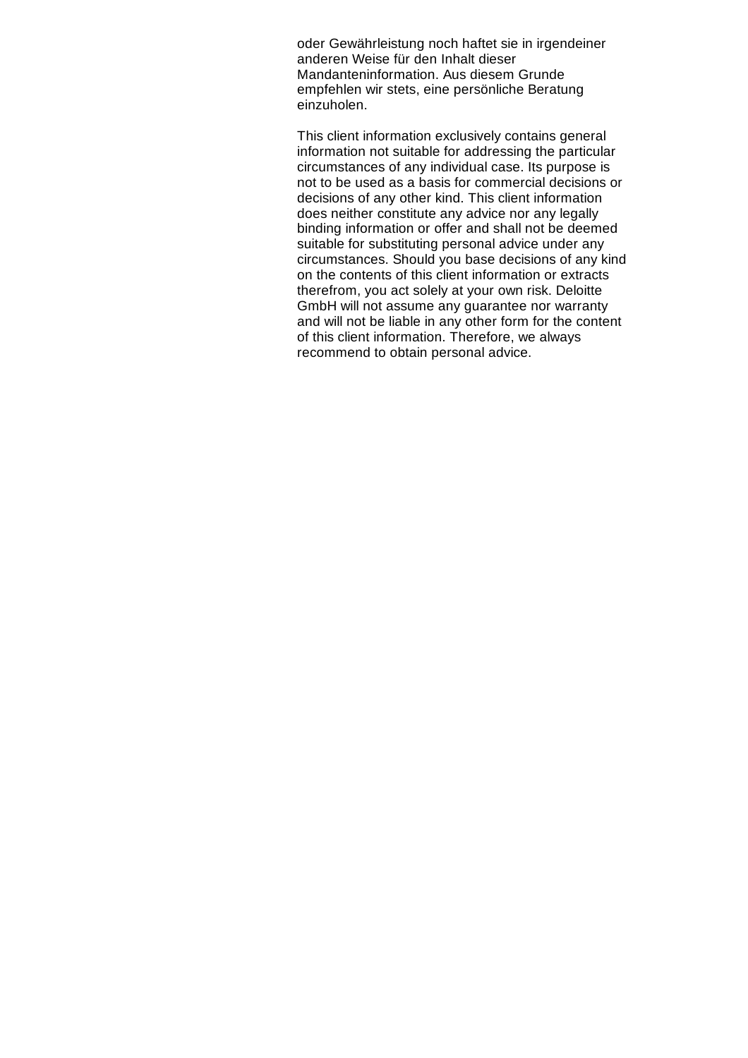oder Gewährleistung noch haftet sie in irgendeiner anderen Weise für den Inhalt dieser Mandanteninformation. Aus diesem Grunde empfehlen wir stets, eine persönliche Beratung einzuholen.

This client information exclusively contains general information not suitable for addressing the particular circumstances of any individual case. Its purpose is not to be used as a basis for commercial decisions or decisions of any other kind. This client information does neither constitute any advice nor any legally binding information or offer and shall not be deemed suitable for substituting personal advice under any circumstances. Should you base decisions of any kind on the contents of this client information or extracts therefrom, you act solely at your own risk. Deloitte GmbH will not assume any guarantee nor warranty and will not be liable in any other form for the content of this client information. Therefore, we always recommend to obtain personal advice.